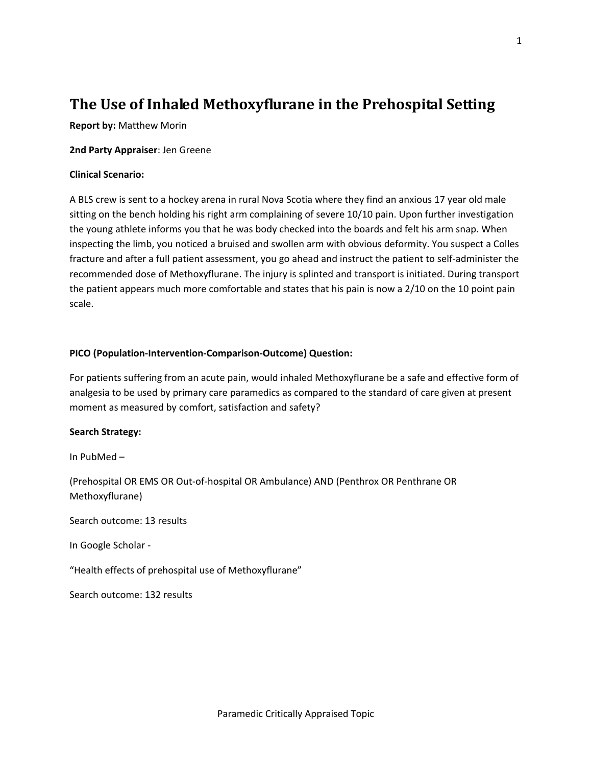# The Use of Inhaled Methoxyflurane in the Prehospital Setting

**Report by:** Matthew Morin

**2nd Party Appraiser**: Jen Greene

**Clinical Scenario:**

A BLS crew is sent to a hockey arena in rural Nova Scotia where they find an anxious 17 year old male sitting on the bench holding his right arm complaining of severe 10/10 pain. Upon further investigation the young athlete informs you that he was body checked into the boards and felt his arm snap. When inspecting the limb, you noticed a bruised and swollen arm with obvious deformity. You suspect a Colles fracture and after a full patient assessment, you go ahead and instruct the patient to self-administer the recommended dose of Methoxyflurane. The injury is splinted and transport is initiated. During transport the patient appears much more comfortable and states that his pain is now a 2/10 on the 10 point pain scale.

**PICO (Population-Intervention-Comparison-Outcome) Question:**

For patients suffering from an acute pain, would inhaled Methoxyflurane be a safe and effective form of analgesia to be used by primary care paramedics as compared to the standard of care given at present moment as measured by comfort, satisfaction and safety?

**Search Strategy:**

In PubMed –

(Prehospital OR EMS OR Out-of-hospital OR Ambulance) AND (Penthrox OR Penthrane OR Methoxyflurane)

Search outcome: 13 results

In Google Scholar -

"Health effects of prehospital use of Methoxyflurane"

Search outcome: 132 results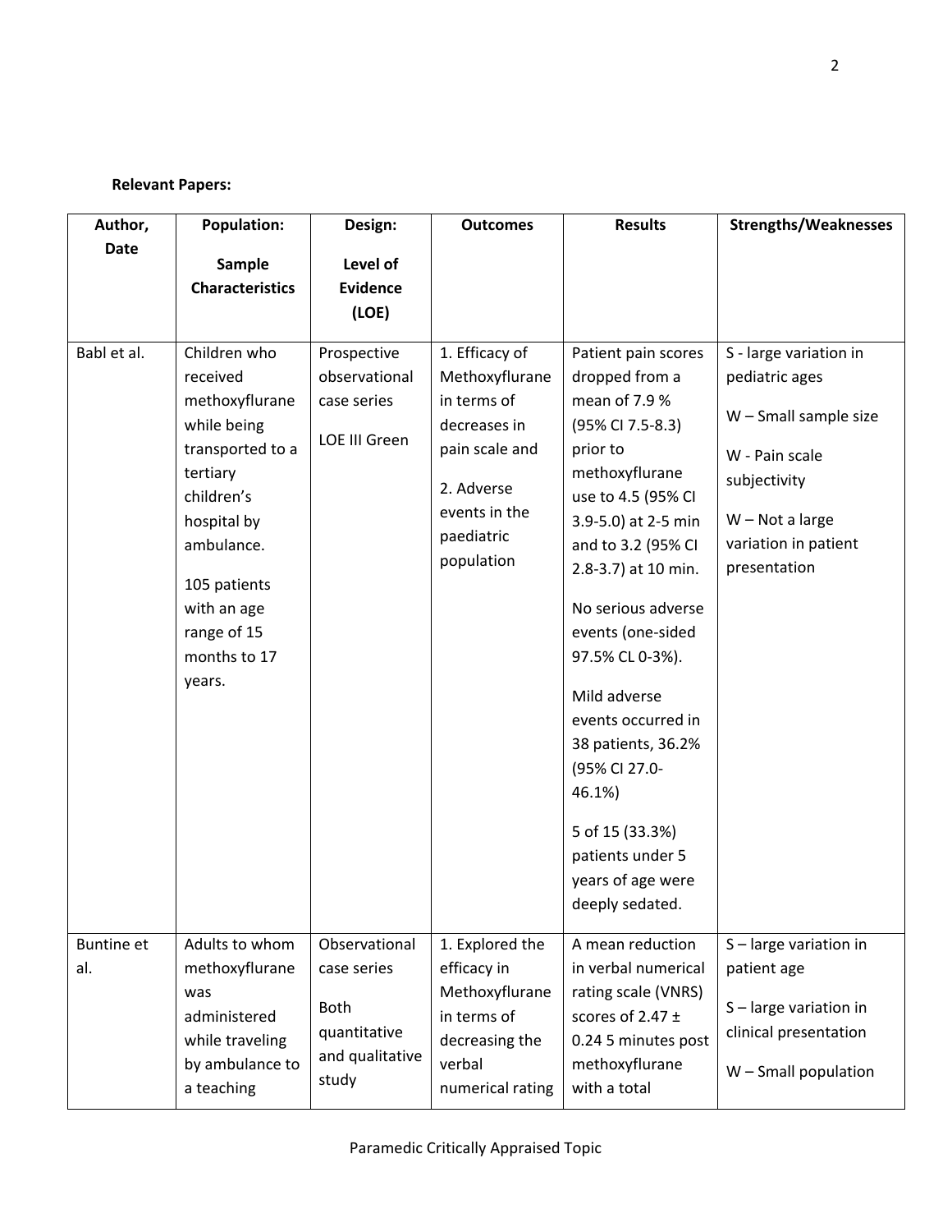**Relevant Papers:**

| Author, Date | Population: Sample Characteristics | Design: Level of Evidence (LOE) | Outcomes | Results | Strengths/Weaknesses |
|---|---|---|---|---|---|
| Babl et al. | Children who received methoxyflurane while being transported to a tertiary children's hospital by ambulance.<br><br>105 patients with an age range of 15 months to 17 years. | Prospective observational case series<br><br>LOE III Green | 1. Efficacy of Methoxyflurane in terms of decreases in pain scale and<br><br>2. Adverse events in the paediatric population | Patient pain scores dropped from a mean of 7.9 % (95% CI 7.5-8.3) prior to methoxyflurane use to 4.5 (95% CI 3.9-5.0) at 2-5 min and to 3.2 (95% CI 2.8-3.7) at 10 min.<br><br>No serious adverse events (one-sided 97.5% CL 0-3%).<br><br>Mild adverse events occurred in 38 patients, 36.2% (95% CI 27.0-46.1%)<br><br>5 of 15 (33.3%) patients under 5 years of age were deeply sedated. | S - large variation in pediatric ages<br><br>W – Small sample size<br><br>W - Pain scale subjectivity<br><br>W – Not a large variation in patient presentation |
| Buntine et al. | Adults to whom methoxyflurane was administered while traveling by ambulance to a teaching | Observational case series<br><br>Both quantitative and qualitative study | 1. Explored the efficacy in Methoxyflurane in terms of decreasing the verbal numerical rating | A mean reduction in verbal numerical rating scale (VNRS) scores of 2.47 ± 0.24 5 minutes post methoxyflurane with a total | S – large variation in patient age<br><br>S – large variation in clinical presentation<br><br>W – Small population |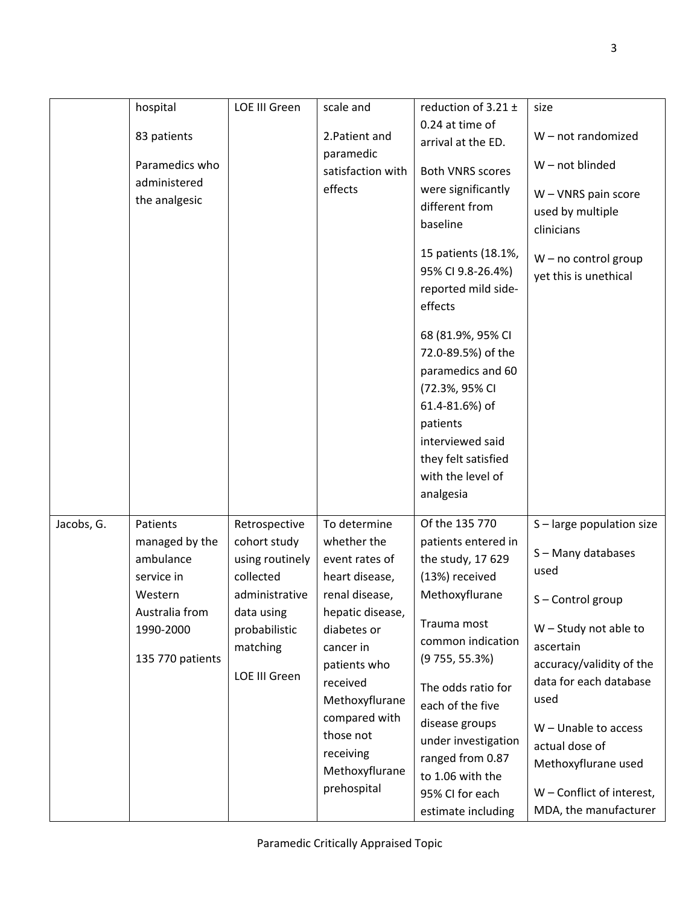| | | | | | |
|---|---|---|---|---|---|
| | hospital<br><br>83 patients<br><br>Paramedics who administered the analgesic | LOE III Green | scale and<br><br>2.Patient and paramedic satisfaction with effects | reduction of 3.21 ± 0.24 at time of arrival at the ED.<br><br>Both VNRS scores were significantly different from baseline<br><br>15 patients (18.1%, 95% CI 9.8-26.4%) reported mild side-effects<br><br>68 (81.9%, 95% CI 72.0-89.5%) of the paramedics and 60 (72.3%, 95% CI 61.4-81.6%) of patients interviewed said they felt satisfied with the level of analgesia | size<br><br>W – not randomized<br><br>W – not blinded<br><br>W – VNRS pain score used by multiple clinicians<br><br>W – no control group yet this is unethical |
| Jacobs, G. | Patients managed by the ambulance service in Western Australia from 1990-2000<br><br>135 770 patients | Retrospective cohort study using routinely collected administrative data using probabilistic matching<br><br>LOE III Green | To determine whether the event rates of heart disease, renal disease, hepatic disease, diabetes or cancer in patients who received Methoxyflurane compared with those not receiving Methoxyflurane prehospital | Of the 135 770 patients entered in the study, 17 629 (13%) received Methoxyflurane<br><br>Trauma most common indication (9 755, 55.3%)<br><br>The odds ratio for each of the five disease groups under investigation ranged from 0.87 to 1.06 with the 95% CI for each estimate including | S – large population size<br><br>S – Many databases used<br><br>S – Control group<br><br>W – Study not able to ascertain accuracy/validity of the data for each database used<br><br>W – Unable to access actual dose of Methoxyflurane used<br><br>W – Conflict of interest, MDA, the manufacturer |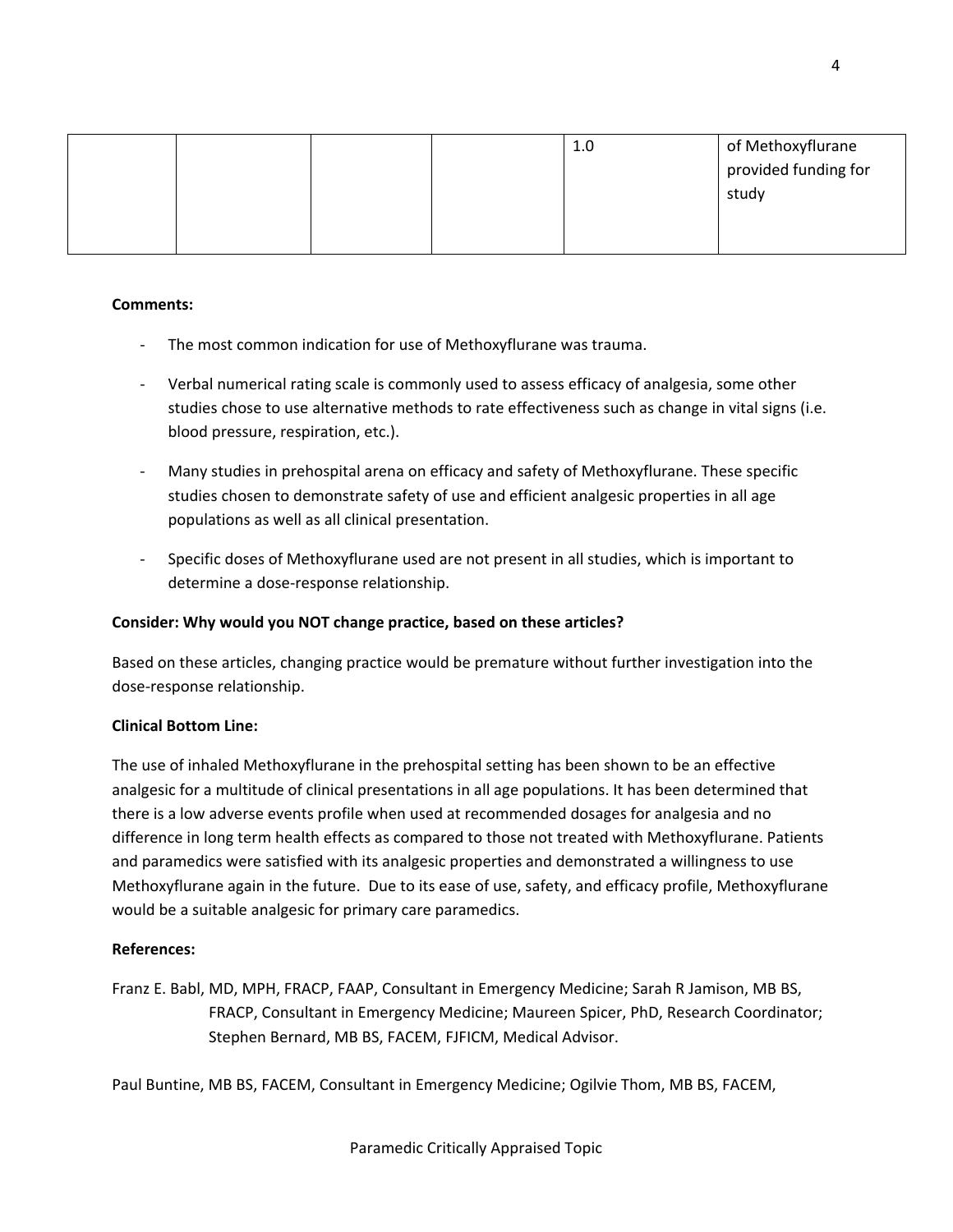| | | | | 1.0 | of Methoxyflurane provided funding for study |
|---|---|---|---|---|---|

**Comments:**

- The most common indication for use of Methoxyflurane was trauma.
- Verbal numerical rating scale is commonly used to assess efficacy of analgesia, some other studies chose to use alternative methods to rate effectiveness such as change in vital signs (i.e. blood pressure, respiration, etc.).
- Many studies in prehospital arena on efficacy and safety of Methoxyflurane. These specific studies chosen to demonstrate safety of use and efficient analgesic properties in all age populations as well as all clinical presentation.
- Specific doses of Methoxyflurane used are not present in all studies, which is important to determine a dose-response relationship.

**Consider: Why would you NOT change practice, based on these articles?**

Based on these articles, changing practice would be premature without further investigation into the dose-response relationship.

**Clinical Bottom Line:**

The use of inhaled Methoxyflurane in the prehospital setting has been shown to be an effective analgesic for a multitude of clinical presentations in all age populations. It has been determined that there is a low adverse events profile when used at recommended dosages for analgesia and no difference in long term health effects as compared to those not treated with Methoxyflurane. Patients and paramedics were satisfied with its analgesic properties and demonstrated a willingness to use Methoxyflurane again in the future. Due to its ease of use, safety, and efficacy profile, Methoxyflurane would be a suitable analgesic for primary care paramedics.

**References:**

Franz E. Babl, MD, MPH, FRACP, FAAP, Consultant in Emergency Medicine; Sarah R Jamison, MB BS, FRACP, Consultant in Emergency Medicine; Maureen Spicer, PhD, Research Coordinator; Stephen Bernard, MB BS, FACEM, FJFICM, Medical Advisor.

Paul Buntine, MB BS, FACEM, Consultant in Emergency Medicine; Ogilvie Thom, MB BS, FACEM,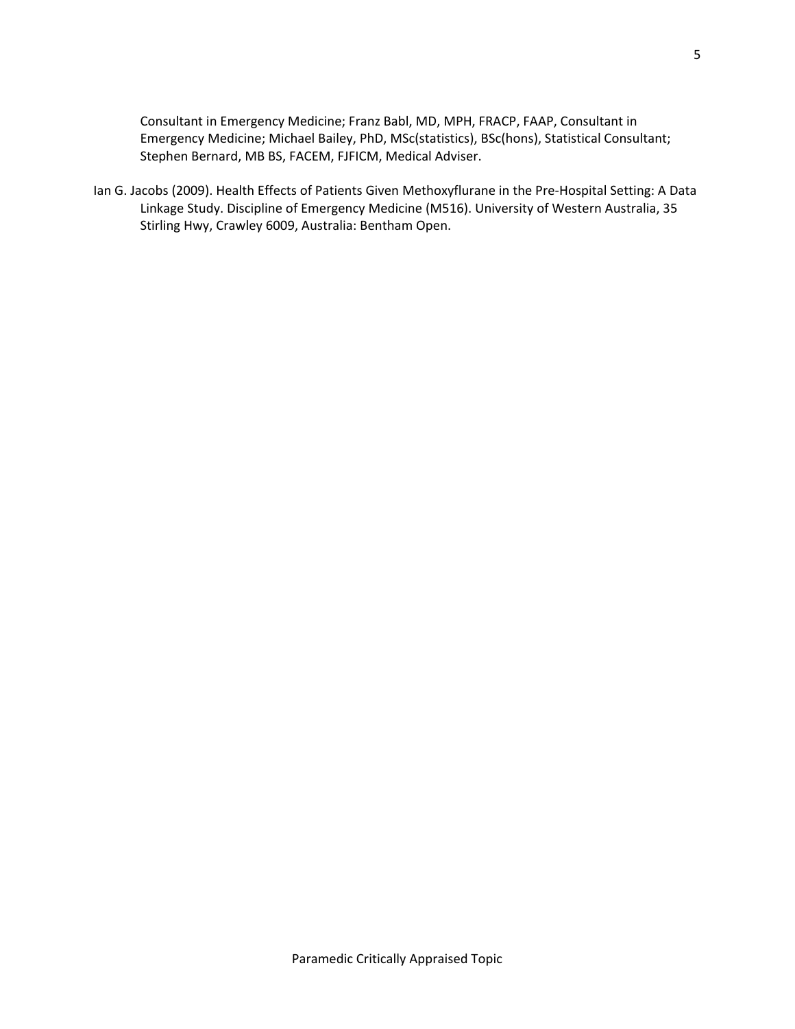Consultant in Emergency Medicine; Franz Babl, MD, MPH, FRACP, FAAP, Consultant in Emergency Medicine; Michael Bailey, PhD, MSc(statistics), BSc(hons), Statistical Consultant; Stephen Bernard, MB BS, FACEM, FJFICM, Medical Adviser.

Ian G. Jacobs (2009). Health Effects of Patients Given Methoxyflurane in the Pre-Hospital Setting: A Data Linkage Study. Discipline of Emergency Medicine (M516). University of Western Australia, 35 Stirling Hwy, Crawley 6009, Australia: Bentham Open.